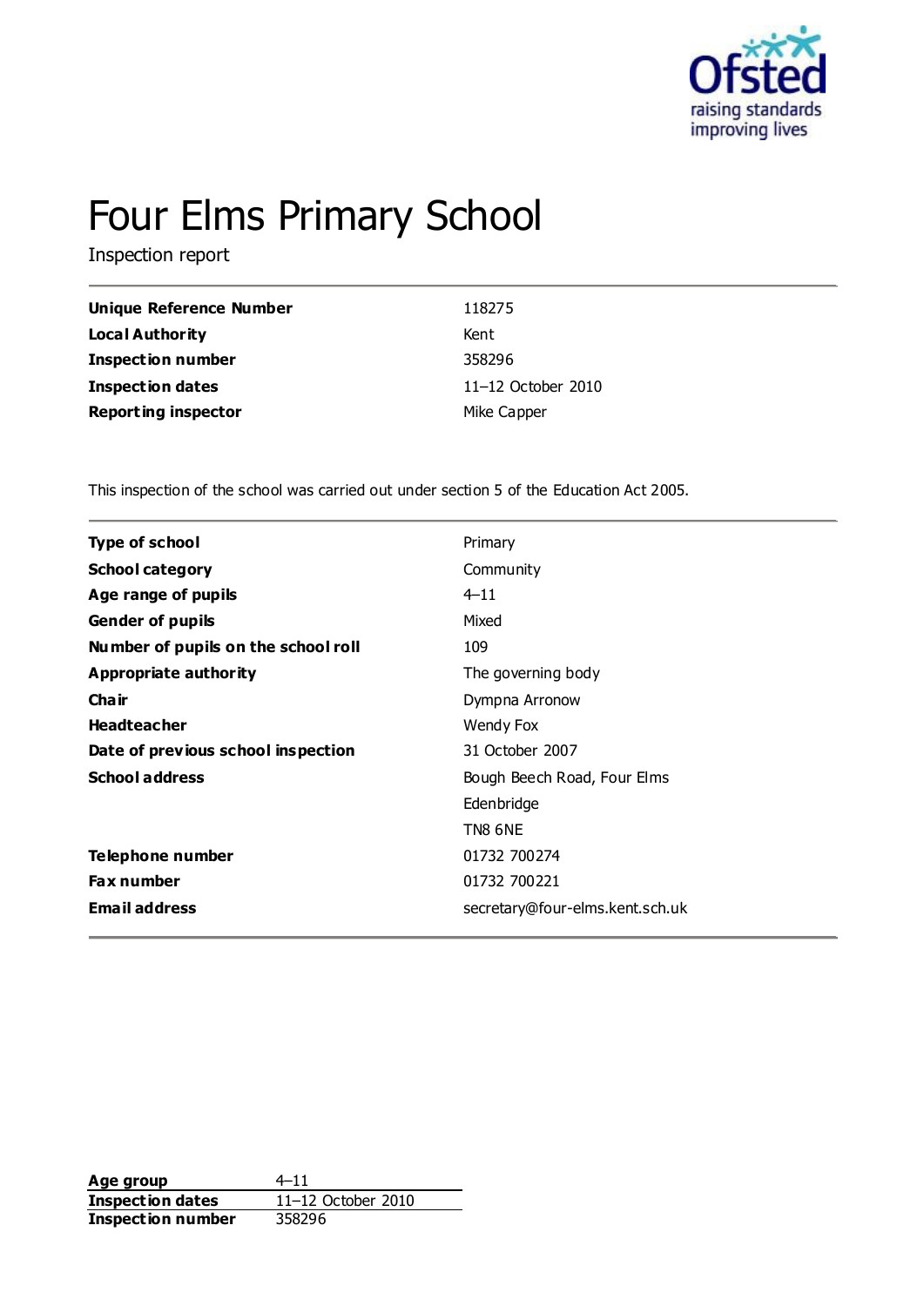# Four Elms Primary School

Inspection report

| | |
|---|---|
| **Unique Reference Number** | 118275 |
| **Local Authority** | Kent |
| **Inspection number** | 358296 |
| **Inspection dates** | 11–12 October 2010 |
| **Reporting inspector** | Mike Capper |

This inspection of the school was carried out under section 5 of the Education Act 2005.

| | |
|---|---|
| **Type of school** | Primary |
| **School category** | Community |
| **Age range of pupils** | 4–11 |
| **Gender of pupils** | Mixed |
| **Number of pupils on the school roll** | 109 |
| **Appropriate authority** | The governing body |
| **Chair** | Dympna Arronow |
| **Headteacher** | Wendy Fox |
| **Date of previous school inspection** | 31 October 2007 |
| **School address** | Bough Beech Road, Four Elms<br>Edenbridge<br>TN8 6NE |
| **Telephone number** | 01732 700274 |
| **Fax number** | 01732 700221 |
| **Email address** | secretary@four-elms.kent.sch.uk |

| | |
|---|---|
| **Age group** | 4–11 |
| **Inspection dates** | 11–12 October 2010 |
| **Inspection number** | 358296 |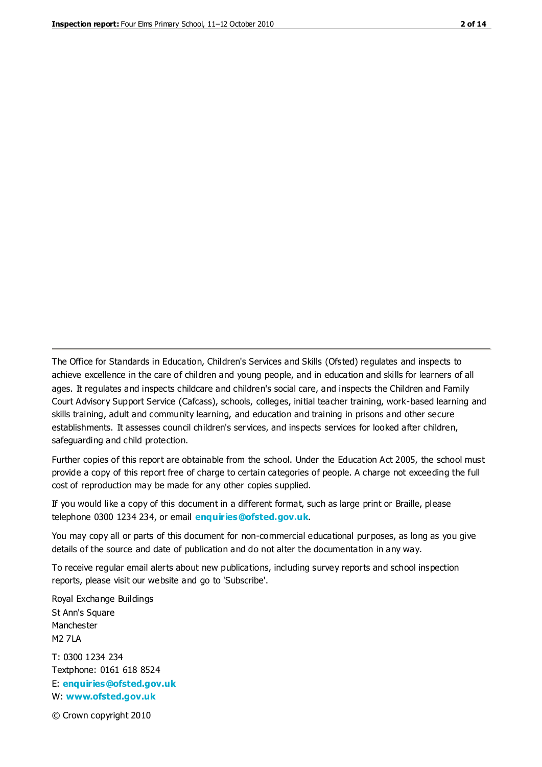The Office for Standards in Education, Children's Services and Skills (Ofsted) regulates and inspects to achieve excellence in the care of children and young people, and in education and skills for learners of all ages. It regulates and inspects childcare and children's social care, and inspects the Children and Family Court Advisory Support Service (Cafcass), schools, colleges, initial teacher training, work-based learning and skills training, adult and community learning, and education and training in prisons and other secure establishments. It assesses council children's services, and inspects services for looked after children, safeguarding and child protection.

Further copies of this report are obtainable from the school. Under the Education Act 2005, the school must provide a copy of this report free of charge to certain categories of people. A charge not exceeding the full cost of reproduction may be made for any other copies supplied.

If you would like a copy of this document in a different format, such as large print or Braille, please telephone 0300 1234 234, or email **enquiries@ofsted.gov.uk**.

You may copy all or parts of this document for non-commercial educational purposes, as long as you give details of the source and date of publication and do not alter the documentation in any way.

To receive regular email alerts about new publications, including survey reports and school inspection reports, please visit our website and go to 'Subscribe'.

Royal Exchange Buildings
St Ann's Square
Manchester
M2 7LA

T: 0300 1234 234
Textphone: 0161 618 8524
E: **enquiries@ofsted.gov.uk**
W: **www.ofsted.gov.uk**

© Crown copyright 2010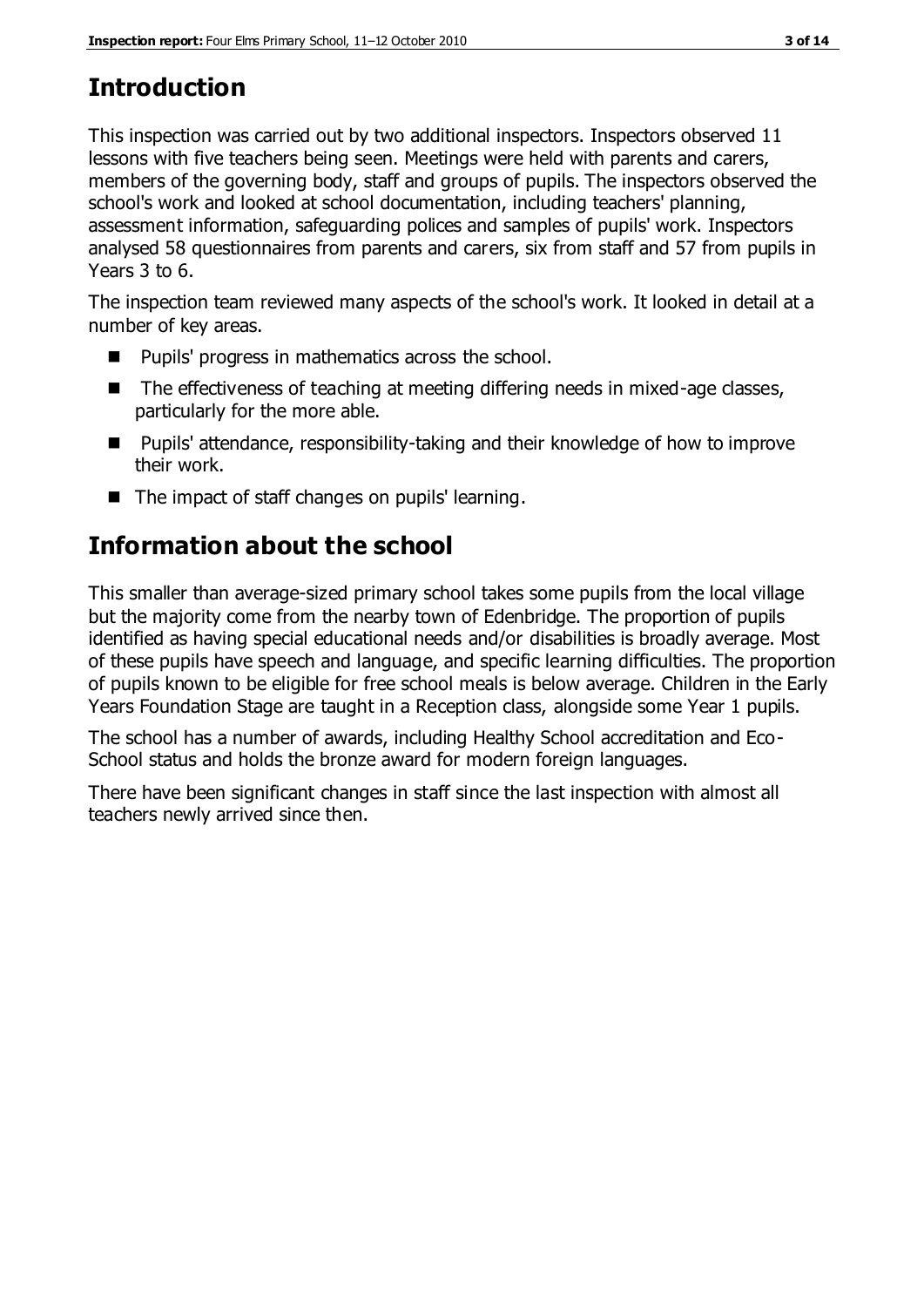## Introduction

This inspection was carried out by two additional inspectors. Inspectors observed 11 lessons with five teachers being seen. Meetings were held with parents and carers, members of the governing body, staff and groups of pupils. The inspectors observed the school's work and looked at school documentation, including teachers' planning, assessment information, safeguarding polices and samples of pupils' work. Inspectors analysed 58 questionnaires from parents and carers, six from staff and 57 from pupils in Years 3 to 6.

The inspection team reviewed many aspects of the school's work. It looked in detail at a number of key areas.

- Pupils' progress in mathematics across the school.
- The effectiveness of teaching at meeting differing needs in mixed-age classes, particularly for the more able.
- Pupils' attendance, responsibility-taking and their knowledge of how to improve their work.
- The impact of staff changes on pupils' learning.

## Information about the school

This smaller than average-sized primary school takes some pupils from the local village but the majority come from the nearby town of Edenbridge. The proportion of pupils identified as having special educational needs and/or disabilities is broadly average. Most of these pupils have speech and language, and specific learning difficulties. The proportion of pupils known to be eligible for free school meals is below average. Children in the Early Years Foundation Stage are taught in a Reception class, alongside some Year 1 pupils.

The school has a number of awards, including Healthy School accreditation and Eco-School status and holds the bronze award for modern foreign languages.

There have been significant changes in staff since the last inspection with almost all teachers newly arrived since then.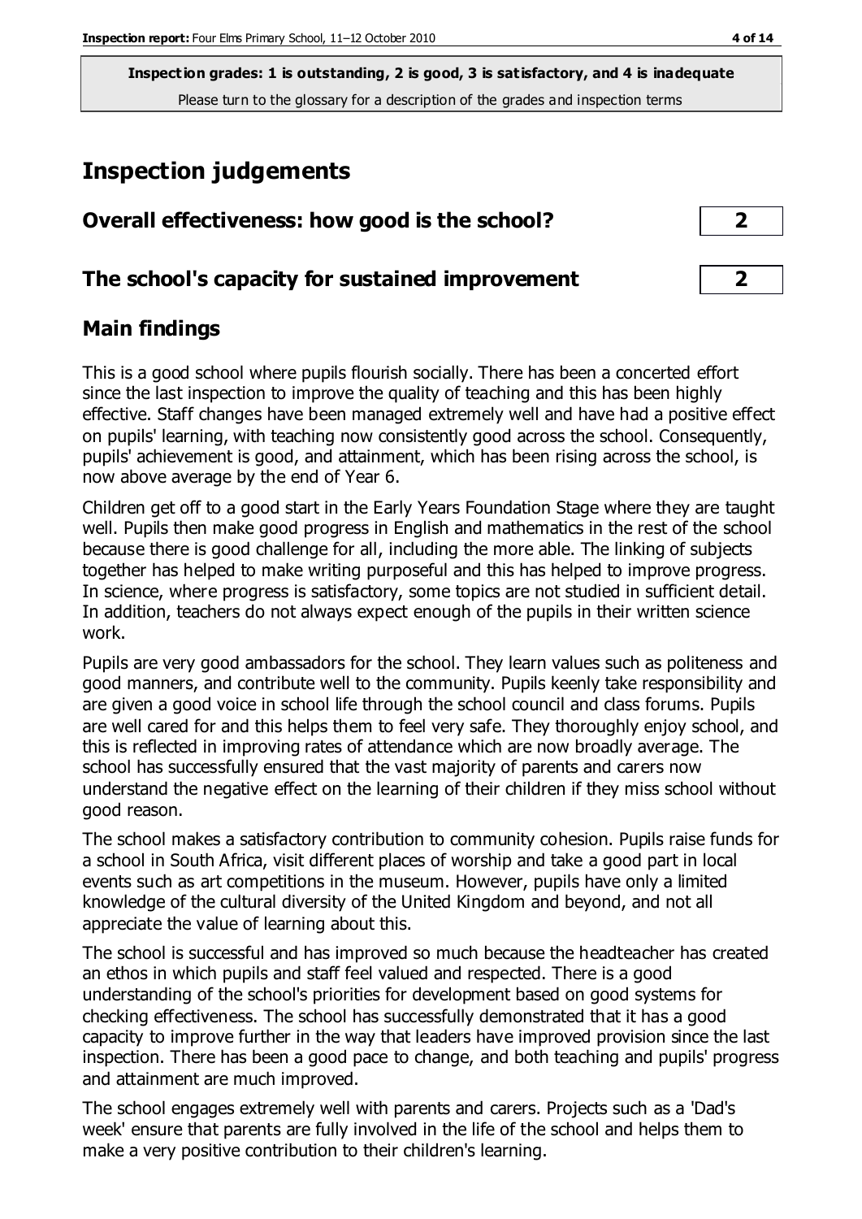**Inspection grades: 1 is outstanding, 2 is good, 3 is satisfactory, and 4 is inadequate**
Please turn to the glossary for a description of the grades and inspection terms

# Inspection judgements

## Overall effectiveness: how good is the school? **2**

## The school's capacity for sustained improvement **2**

## Main findings

This is a good school where pupils flourish socially. There has been a concerted effort since the last inspection to improve the quality of teaching and this has been highly effective. Staff changes have been managed extremely well and have had a positive effect on pupils' learning, with teaching now consistently good across the school. Consequently, pupils' achievement is good, and attainment, which has been rising across the school, is now above average by the end of Year 6.

Children get off to a good start in the Early Years Foundation Stage where they are taught well. Pupils then make good progress in English and mathematics in the rest of the school because there is good challenge for all, including the more able. The linking of subjects together has helped to make writing purposeful and this has helped to improve progress. In science, where progress is satisfactory, some topics are not studied in sufficient detail. In addition, teachers do not always expect enough of the pupils in their written science work.

Pupils are very good ambassadors for the school. They learn values such as politeness and good manners, and contribute well to the community. Pupils keenly take responsibility and are given a good voice in school life through the school council and class forums. Pupils are well cared for and this helps them to feel very safe. They thoroughly enjoy school, and this is reflected in improving rates of attendance which are now broadly average. The school has successfully ensured that the vast majority of parents and carers now understand the negative effect on the learning of their children if they miss school without good reason.

The school makes a satisfactory contribution to community cohesion. Pupils raise funds for a school in South Africa, visit different places of worship and take a good part in local events such as art competitions in the museum. However, pupils have only a limited knowledge of the cultural diversity of the United Kingdom and beyond, and not all appreciate the value of learning about this.

The school is successful and has improved so much because the headteacher has created an ethos in which pupils and staff feel valued and respected. There is a good understanding of the school's priorities for development based on good systems for checking effectiveness. The school has successfully demonstrated that it has a good capacity to improve further in the way that leaders have improved provision since the last inspection. There has been a good pace to change, and both teaching and pupils' progress and attainment are much improved.

The school engages extremely well with parents and carers. Projects such as a 'Dad's week' ensure that parents are fully involved in the life of the school and helps them to make a very positive contribution to their children's learning.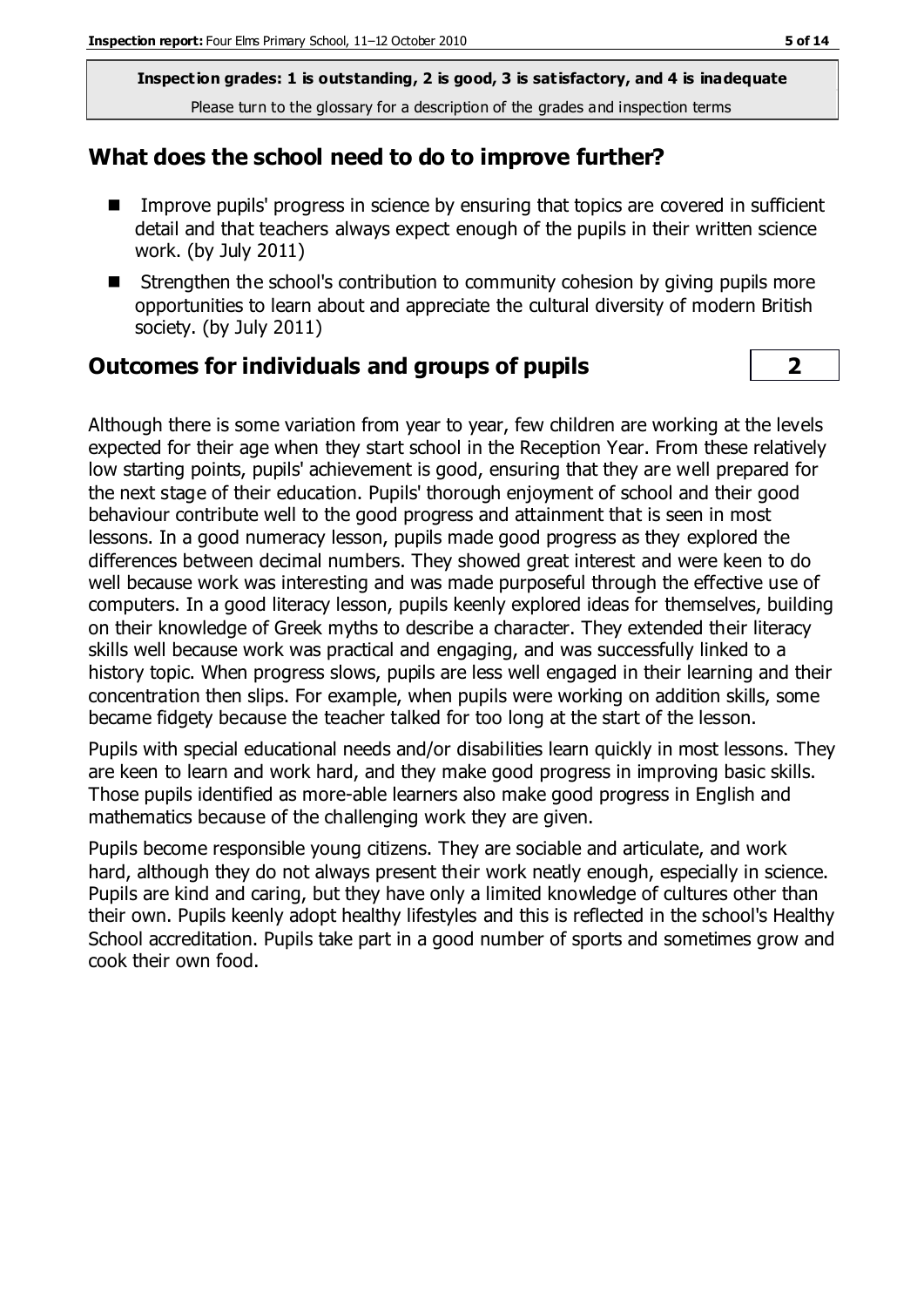**Inspection grades: 1 is outstanding, 2 is good, 3 is satisfactory, and 4 is inadequate**

Please turn to the glossary for a description of the grades and inspection terms

## What does the school need to do to improve further?

- Improve pupils' progress in science by ensuring that topics are covered in sufficient detail and that teachers always expect enough of the pupils in their written science work. (by July 2011)
- Strengthen the school's contribution to community cohesion by giving pupils more opportunities to learn about and appreciate the cultural diversity of modern British society. (by July 2011)

## Outcomes for individuals and groups of pupils | 2

Although there is some variation from year to year, few children are working at the levels expected for their age when they start school in the Reception Year. From these relatively low starting points, pupils' achievement is good, ensuring that they are well prepared for the next stage of their education. Pupils' thorough enjoyment of school and their good behaviour contribute well to the good progress and attainment that is seen in most lessons. In a good numeracy lesson, pupils made good progress as they explored the differences between decimal numbers. They showed great interest and were keen to do well because work was interesting and was made purposeful through the effective use of computers. In a good literacy lesson, pupils keenly explored ideas for themselves, building on their knowledge of Greek myths to describe a character. They extended their literacy skills well because work was practical and engaging, and was successfully linked to a history topic. When progress slows, pupils are less well engaged in their learning and their concentration then slips. For example, when pupils were working on addition skills, some became fidgety because the teacher talked for too long at the start of the lesson.

Pupils with special educational needs and/or disabilities learn quickly in most lessons. They are keen to learn and work hard, and they make good progress in improving basic skills. Those pupils identified as more-able learners also make good progress in English and mathematics because of the challenging work they are given.

Pupils become responsible young citizens. They are sociable and articulate, and work hard, although they do not always present their work neatly enough, especially in science. Pupils are kind and caring, but they have only a limited knowledge of cultures other than their own. Pupils keenly adopt healthy lifestyles and this is reflected in the school's Healthy School accreditation. Pupils take part in a good number of sports and sometimes grow and cook their own food.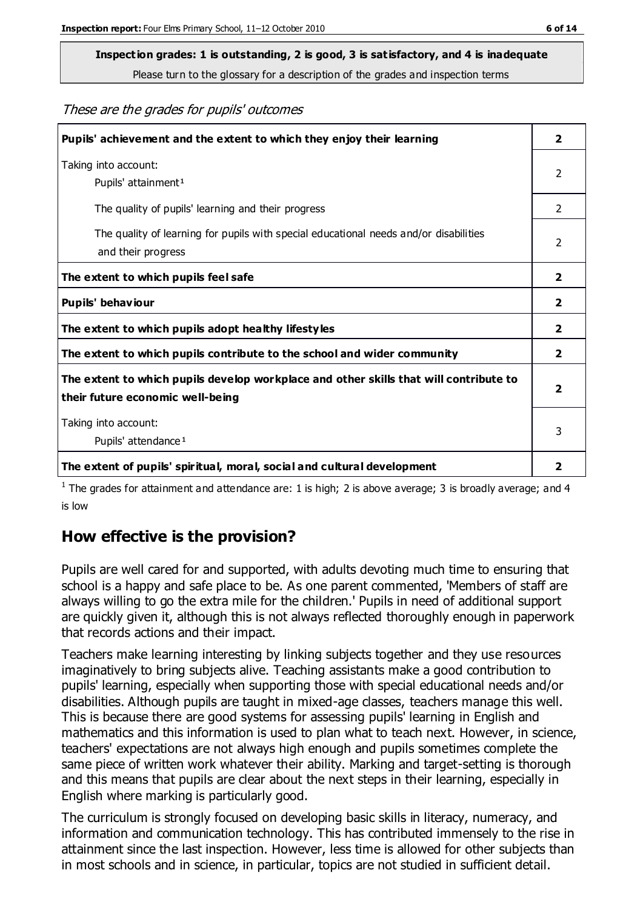**Inspection grades: 1 is outstanding, 2 is good, 3 is satisfactory, and 4 is inadequate**
Please turn to the glossary for a description of the grades and inspection terms

*These are the grades for pupils' outcomes*

| | |
|---|---|
| **Pupils' achievement and the extent to which they enjoy their learning** | **2** |
| Taking into account: Pupils' attainment[1] | 2 |
| The quality of pupils' learning and their progress | 2 |
| The quality of learning for pupils with special educational needs and/or disabilities and their progress | 2 |
| **The extent to which pupils feel safe** | **2** |
| **Pupils' behaviour** | **2** |
| **The extent to which pupils adopt healthy lifestyles** | **2** |
| **The extent to which pupils contribute to the school and wider community** | **2** |
| **The extent to which pupils develop workplace and other skills that will contribute to their future economic well-being** | **2** |
| Taking into account: Pupils' attendance[1] | 3 |
| **The extent of pupils' spiritual, moral, social and cultural development** | **2** |

[1] The grades for attainment and attendance are: 1 is high; 2 is above average; 3 is broadly average; and 4 is low

## How effective is the provision?

Pupils are well cared for and supported, with adults devoting much time to ensuring that school is a happy and safe place to be. As one parent commented, 'Members of staff are always willing to go the extra mile for the children.' Pupils in need of additional support are quickly given it, although this is not always reflected thoroughly enough in paperwork that records actions and their impact.

Teachers make learning interesting by linking subjects together and they use resources imaginatively to bring subjects alive. Teaching assistants make a good contribution to pupils' learning, especially when supporting those with special educational needs and/or disabilities. Although pupils are taught in mixed-age classes, teachers manage this well. This is because there are good systems for assessing pupils' learning in English and mathematics and this information is used to plan what to teach next. However, in science, teachers' expectations are not always high enough and pupils sometimes complete the same piece of written work whatever their ability. Marking and target-setting is thorough and this means that pupils are clear about the next steps in their learning, especially in English where marking is particularly good.

The curriculum is strongly focused on developing basic skills in literacy, numeracy, and information and communication technology. This has contributed immensely to the rise in attainment since the last inspection. However, less time is allowed for other subjects than in most schools and in science, in particular, topics are not studied in sufficient detail.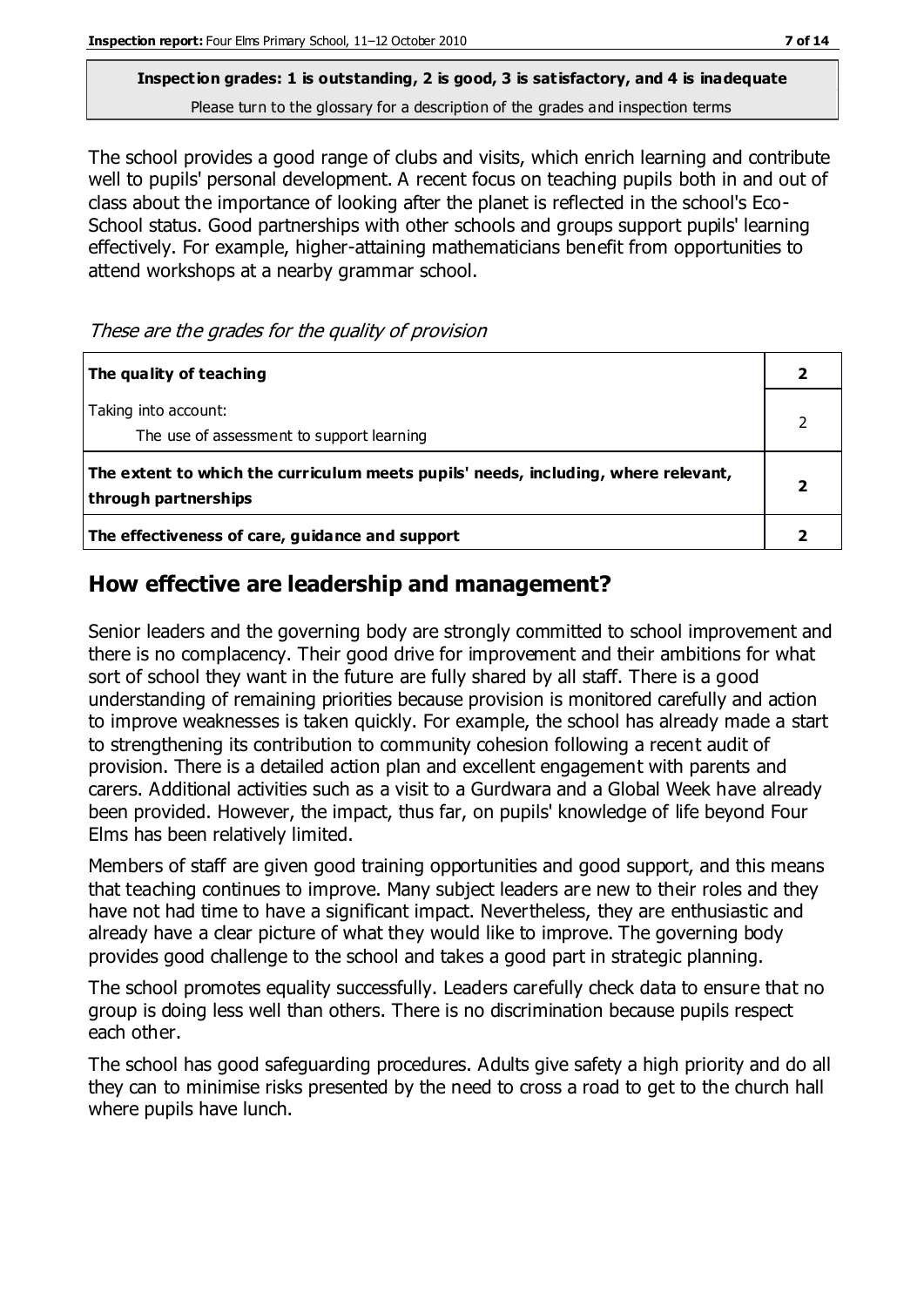**Inspection grades: 1 is outstanding, 2 is good, 3 is satisfactory, and 4 is inadequate**
Please turn to the glossary for a description of the grades and inspection terms

The school provides a good range of clubs and visits, which enrich learning and contribute well to pupils' personal development. A recent focus on teaching pupils both in and out of class about the importance of looking after the planet is reflected in the school's Eco-School status. Good partnerships with other schools and groups support pupils' learning effectively. For example, higher-attaining mathematicians benefit from opportunities to attend workshops at a nearby grammar school.

*These are the grades for the quality of provision*

| | |
|---|---|
| **The quality of teaching** | **2** |
| Taking into account:<br>The use of assessment to support learning | 2 |
| **The extent to which the curriculum meets pupils' needs, including, where relevant, through partnerships** | **2** |
| **The effectiveness of care, guidance and support** | **2** |

## How effective are leadership and management?

Senior leaders and the governing body are strongly committed to school improvement and there is no complacency. Their good drive for improvement and their ambitions for what sort of school they want in the future are fully shared by all staff. There is a good understanding of remaining priorities because provision is monitored carefully and action to improve weaknesses is taken quickly. For example, the school has already made a start to strengthening its contribution to community cohesion following a recent audit of provision. There is a detailed action plan and excellent engagement with parents and carers. Additional activities such as a visit to a Gurdwara and a Global Week have already been provided. However, the impact, thus far, on pupils' knowledge of life beyond Four Elms has been relatively limited.

Members of staff are given good training opportunities and good support, and this means that teaching continues to improve. Many subject leaders are new to their roles and they have not had time to have a significant impact. Nevertheless, they are enthusiastic and already have a clear picture of what they would like to improve. The governing body provides good challenge to the school and takes a good part in strategic planning.

The school promotes equality successfully. Leaders carefully check data to ensure that no group is doing less well than others. There is no discrimination because pupils respect each other.

The school has good safeguarding procedures. Adults give safety a high priority and do all they can to minimise risks presented by the need to cross a road to get to the church hall where pupils have lunch.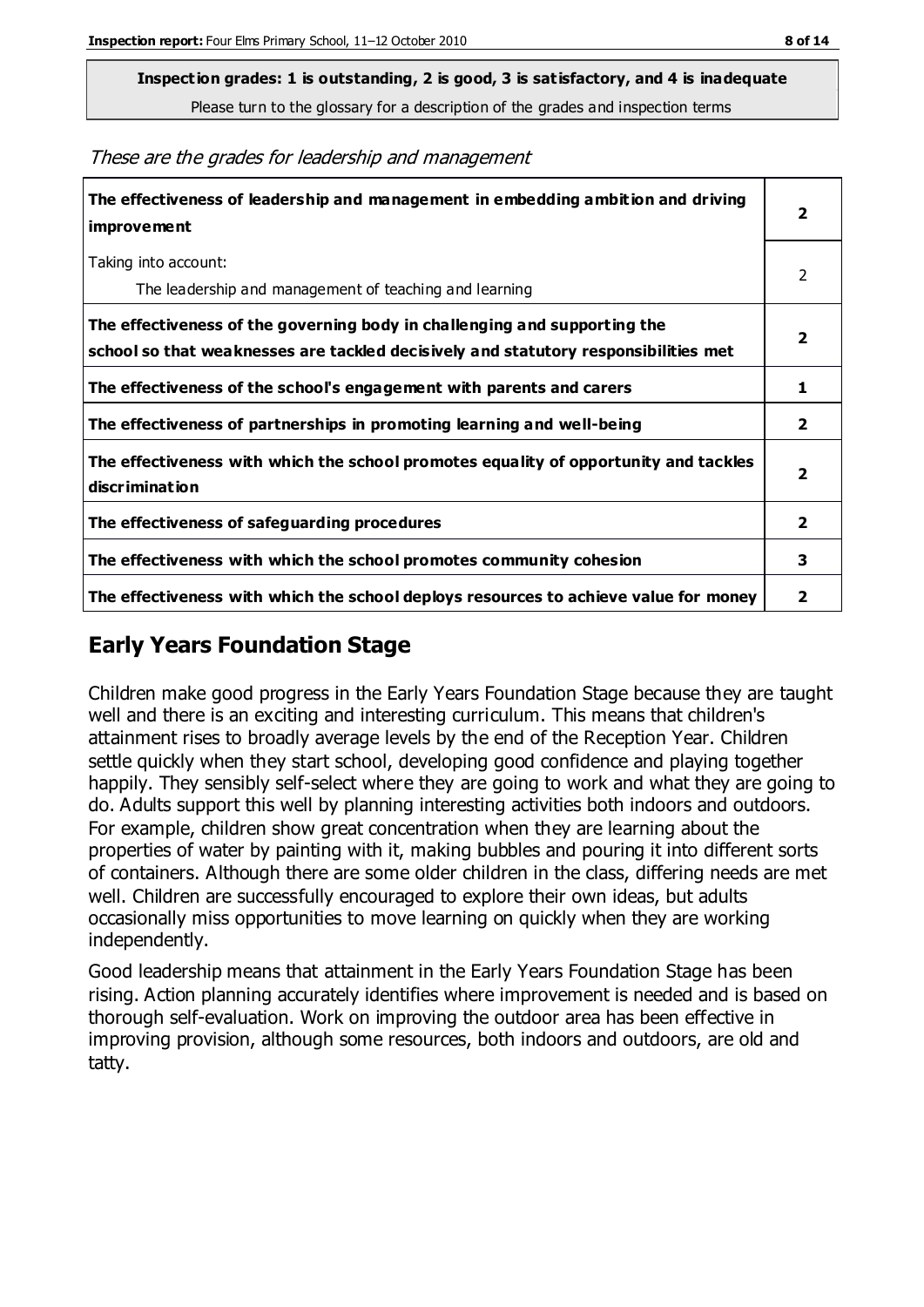**Inspection grades: 1 is outstanding, 2 is good, 3 is satisfactory, and 4 is inadequate**

Please turn to the glossary for a description of the grades and inspection terms

*These are the grades for leadership and management*

| | |
|---|---|
| **The effectiveness of leadership and management in embedding ambition and driving improvement** | **2** |
| Taking into account:<br>The leadership and management of teaching and learning | 2 |
| **The effectiveness of the governing body in challenging and supporting the school so that weaknesses are tackled decisively and statutory responsibilities met** | **2** |
| **The effectiveness of the school's engagement with parents and carers** | **1** |
| **The effectiveness of partnerships in promoting learning and well-being** | **2** |
| **The effectiveness with which the school promotes equality of opportunity and tackles discrimination** | **2** |
| **The effectiveness of safeguarding procedures** | **2** |
| **The effectiveness with which the school promotes community cohesion** | **3** |
| **The effectiveness with which the school deploys resources to achieve value for money** | **2** |

## Early Years Foundation Stage

Children make good progress in the Early Years Foundation Stage because they are taught well and there is an exciting and interesting curriculum. This means that children's attainment rises to broadly average levels by the end of the Reception Year. Children settle quickly when they start school, developing good confidence and playing together happily. They sensibly self-select where they are going to work and what they are going to do. Adults support this well by planning interesting activities both indoors and outdoors. For example, children show great concentration when they are learning about the properties of water by painting with it, making bubbles and pouring it into different sorts of containers. Although there are some older children in the class, differing needs are met well. Children are successfully encouraged to explore their own ideas, but adults occasionally miss opportunities to move learning on quickly when they are working independently.

Good leadership means that attainment in the Early Years Foundation Stage has been rising. Action planning accurately identifies where improvement is needed and is based on thorough self-evaluation. Work on improving the outdoor area has been effective in improving provision, although some resources, both indoors and outdoors, are old and tatty.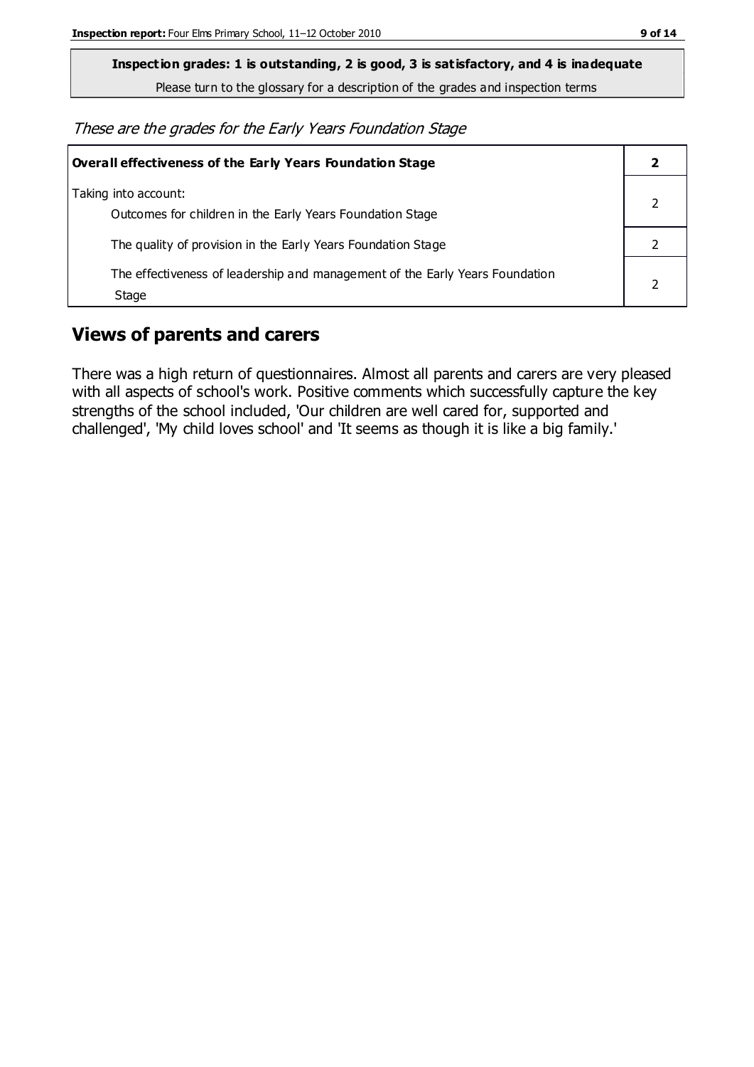**Inspection grades: 1 is outstanding, 2 is good, 3 is satisfactory, and 4 is inadequate**

Please turn to the glossary for a description of the grades and inspection terms

*These are the grades for the Early Years Foundation Stage*

| **Overall effectiveness of the Early Years Foundation Stage** | **2** |
|---|---|
| Taking into account:<br>Outcomes for children in the Early Years Foundation Stage | 2 |
| The quality of provision in the Early Years Foundation Stage | 2 |
| The effectiveness of leadership and management of the Early Years Foundation Stage | 2 |

## Views of parents and carers

There was a high return of questionnaires. Almost all parents and carers are very pleased with all aspects of school's work. Positive comments which successfully capture the key strengths of the school included, 'Our children are well cared for, supported and challenged', 'My child loves school' and 'It seems as though it is like a big family.'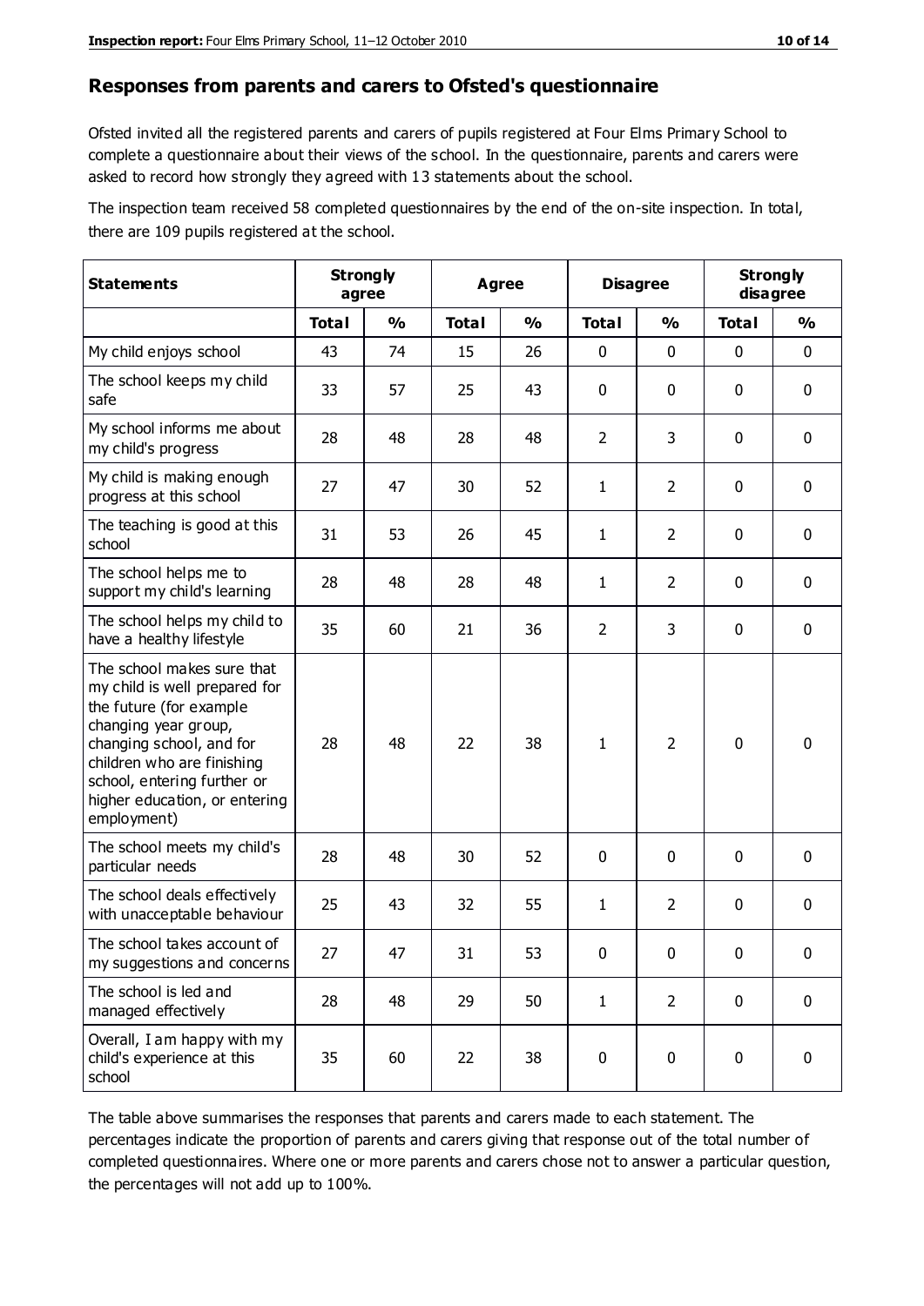## Responses from parents and carers to Ofsted's questionnaire

Ofsted invited all the registered parents and carers of pupils registered at Four Elms Primary School to complete a questionnaire about their views of the school. In the questionnaire, parents and carers were asked to record how strongly they agreed with 13 statements about the school.

The inspection team received 58 completed questionnaires by the end of the on-site inspection. In total, there are 109 pupils registered at the school.

| Statements | Strongly agree | | Agree | | Disagree | | Strongly disagree | |
|---|---|---|---|---|---|---|---|---|
| | Total | % | Total | % | Total | % | Total | % |
| My child enjoys school | 43 | 74 | 15 | 26 | 0 | 0 | 0 | 0 |
| The school keeps my child safe | 33 | 57 | 25 | 43 | 0 | 0 | 0 | 0 |
| My school informs me about my child's progress | 28 | 48 | 28 | 48 | 2 | 3 | 0 | 0 |
| My child is making enough progress at this school | 27 | 47 | 30 | 52 | 1 | 2 | 0 | 0 |
| The teaching is good at this school | 31 | 53 | 26 | 45 | 1 | 2 | 0 | 0 |
| The school helps me to support my child's learning | 28 | 48 | 28 | 48 | 1 | 2 | 0 | 0 |
| The school helps my child to have a healthy lifestyle | 35 | 60 | 21 | 36 | 2 | 3 | 0 | 0 |
| The school makes sure that my child is well prepared for the future (for example changing year group, changing school, and for children who are finishing school, entering further or higher education, or entering employment) | 28 | 48 | 22 | 38 | 1 | 2 | 0 | 0 |
| The school meets my child's particular needs | 28 | 48 | 30 | 52 | 0 | 0 | 0 | 0 |
| The school deals effectively with unacceptable behaviour | 25 | 43 | 32 | 55 | 1 | 2 | 0 | 0 |
| The school takes account of my suggestions and concerns | 27 | 47 | 31 | 53 | 0 | 0 | 0 | 0 |
| The school is led and managed effectively | 28 | 48 | 29 | 50 | 1 | 2 | 0 | 0 |
| Overall, I am happy with my child's experience at this school | 35 | 60 | 22 | 38 | 0 | 0 | 0 | 0 |

The table above summarises the responses that parents and carers made to each statement. The percentages indicate the proportion of parents and carers giving that response out of the total number of completed questionnaires. Where one or more parents and carers chose not to answer a particular question, the percentages will not add up to 100%.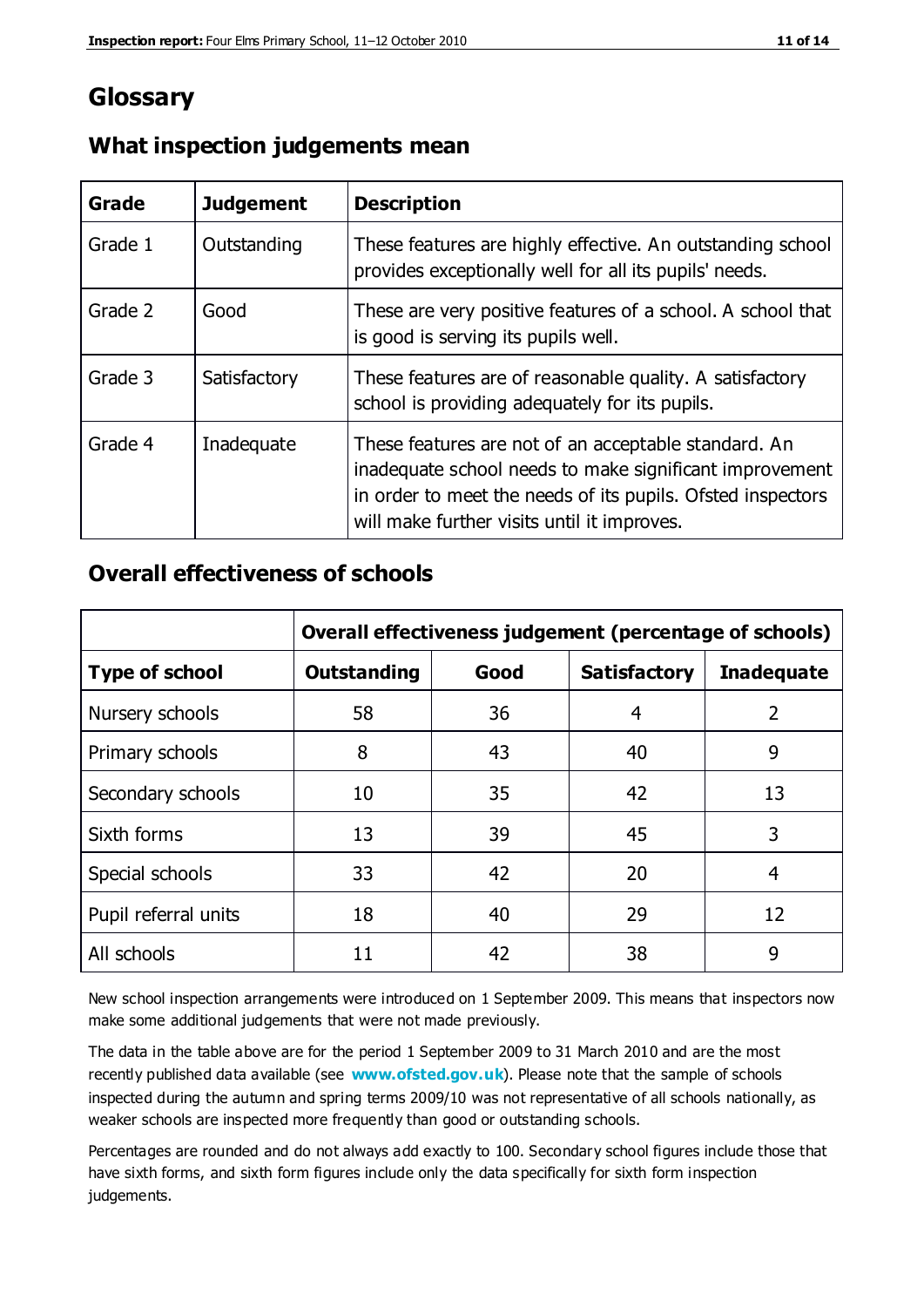# Glossary

## What inspection judgements mean

| Grade | Judgement | Description |
|---|---|---|
| Grade 1 | Outstanding | These features are highly effective. An outstanding school provides exceptionally well for all its pupils' needs. |
| Grade 2 | Good | These are very positive features of a school. A school that is good is serving its pupils well. |
| Grade 3 | Satisfactory | These features are of reasonable quality. A satisfactory school is providing adequately for its pupils. |
| Grade 4 | Inadequate | These features are not of an acceptable standard. An inadequate school needs to make significant improvement in order to meet the needs of its pupils. Ofsted inspectors will make further visits until it improves. |

## Overall effectiveness of schools

| | Overall effectiveness judgement (percentage of schools) | | | |
|---|---|---|---|---|
| **Type of school** | **Outstanding** | **Good** | **Satisfactory** | **Inadequate** |
| Nursery schools | 58 | 36 | 4 | 2 |
| Primary schools | 8 | 43 | 40 | 9 |
| Secondary schools | 10 | 35 | 42 | 13 |
| Sixth forms | 13 | 39 | 45 | 3 |
| Special schools | 33 | 42 | 20 | 4 |
| Pupil referral units | 18 | 40 | 29 | 12 |
| All schools | 11 | 42 | 38 | 9 |

New school inspection arrangements were introduced on 1 September 2009. This means that inspectors now make some additional judgements that were not made previously.

The data in the table above are for the period 1 September 2009 to 31 March 2010 and are the most recently published data available (see **www.ofsted.gov.uk**). Please note that the sample of schools inspected during the autumn and spring terms 2009/10 was not representative of all schools nationally, as weaker schools are inspected more frequently than good or outstanding schools.

Percentages are rounded and do not always add exactly to 100. Secondary school figures include those that have sixth forms, and sixth form figures include only the data specifically for sixth form inspection judgements.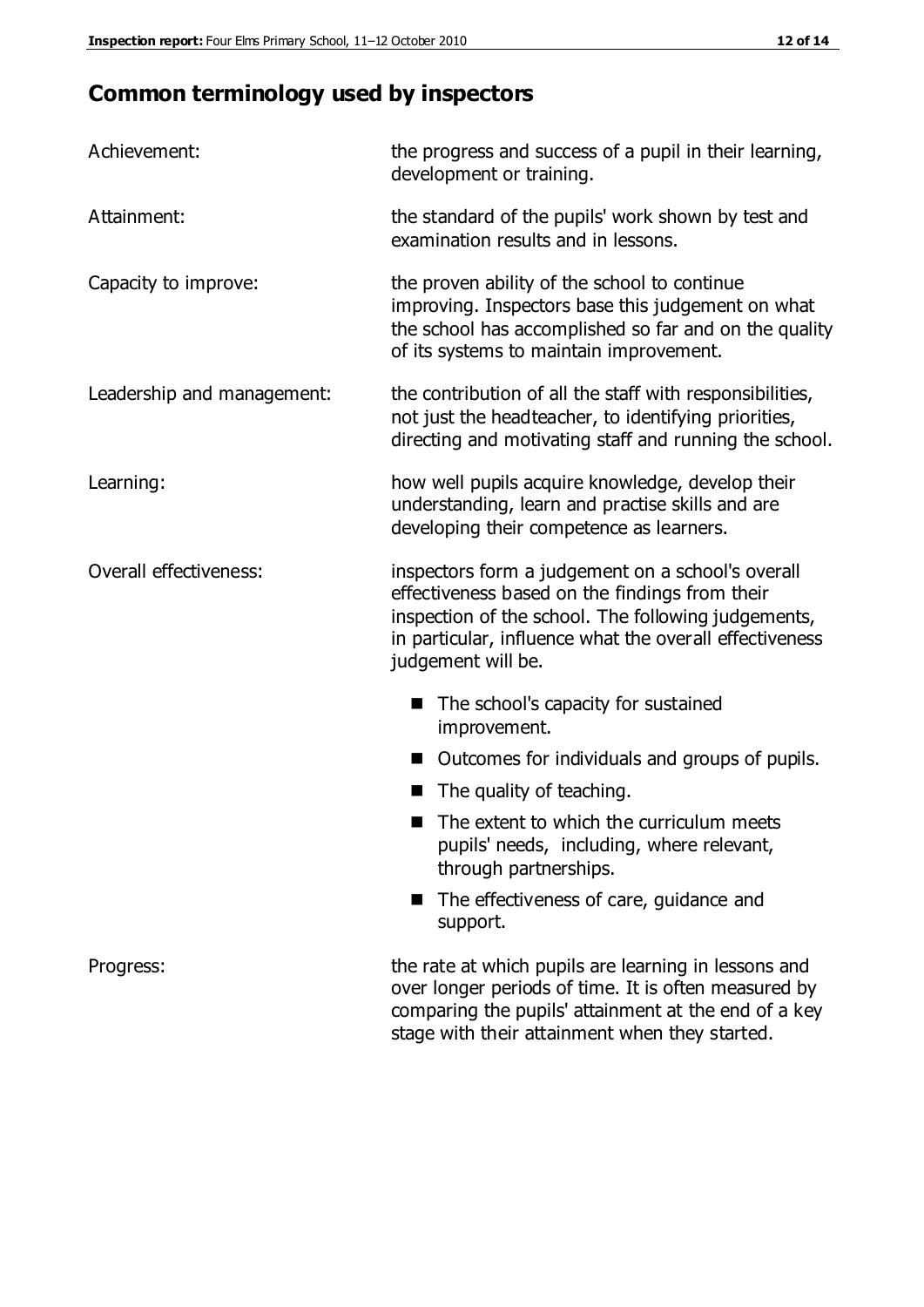## Common terminology used by inspectors

| | |
|---|---|
| Achievement: | the progress and success of a pupil in their learning, development or training. |
| Attainment: | the standard of the pupils' work shown by test and examination results and in lessons. |
| Capacity to improve: | the proven ability of the school to continue improving. Inspectors base this judgement on what the school has accomplished so far and on the quality of its systems to maintain improvement. |
| Leadership and management: | the contribution of all the staff with responsibilities, not just the headteacher, to identifying priorities, directing and motivating staff and running the school. |
| Learning: | how well pupils acquire knowledge, develop their understanding, learn and practise skills and are developing their competence as learners. |
| Overall effectiveness: | inspectors form a judgement on a school's overall effectiveness based on the findings from their inspection of the school. The following judgements, in particular, influence what the overall effectiveness judgement will be. |

- The school's capacity for sustained improvement.
- Outcomes for individuals and groups of pupils.
- The quality of teaching.
- The extent to which the curriculum meets pupils' needs, including, where relevant, through partnerships.
- The effectiveness of care, guidance and support.

| | |
|---|---|
| Progress: | the rate at which pupils are learning in lessons and over longer periods of time. It is often measured by comparing the pupils' attainment at the end of a key stage with their attainment when they started. |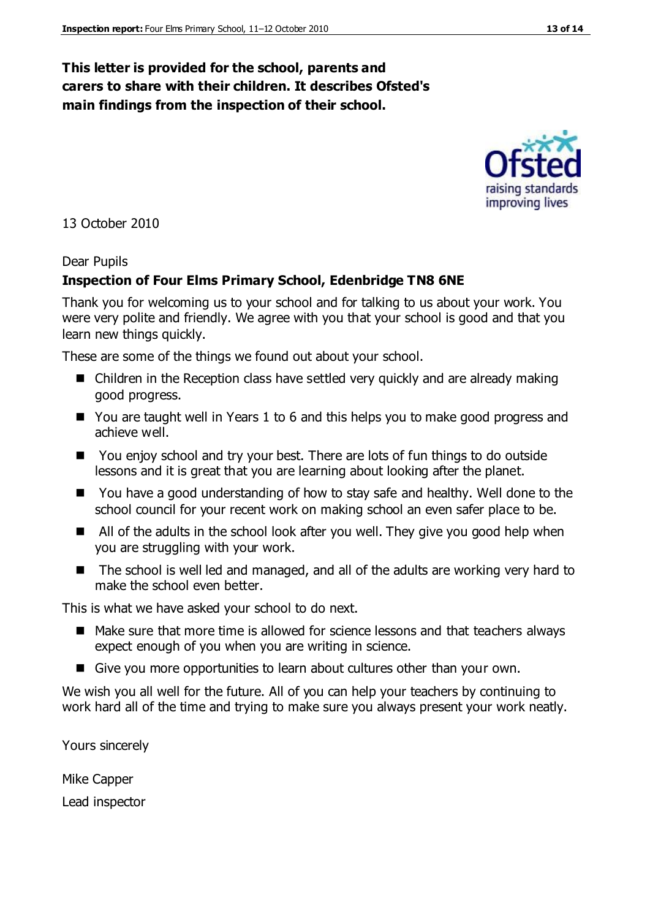**This letter is provided for the school, parents and carers to share with their children. It describes Ofsted's main findings from the inspection of their school.**

13 October 2010

Dear Pupils

**Inspection of Four Elms Primary School, Edenbridge TN8 6NE**

Thank you for welcoming us to your school and for talking to us about your work. You were very polite and friendly. We agree with you that your school is good and that you learn new things quickly.

These are some of the things we found out about your school.

- Children in the Reception class have settled very quickly and are already making good progress.
- You are taught well in Years 1 to 6 and this helps you to make good progress and achieve well.
- You enjoy school and try your best. There are lots of fun things to do outside lessons and it is great that you are learning about looking after the planet.
- You have a good understanding of how to stay safe and healthy. Well done to the school council for your recent work on making school an even safer place to be.
- All of the adults in the school look after you well. They give you good help when you are struggling with your work.
- The school is well led and managed, and all of the adults are working very hard to make the school even better.

This is what we have asked your school to do next.

- Make sure that more time is allowed for science lessons and that teachers always expect enough of you when you are writing in science.
- Give you more opportunities to learn about cultures other than your own.

We wish you all well for the future. All of you can help your teachers by continuing to work hard all of the time and trying to make sure you always present your work neatly.

Yours sincerely

Mike Capper

Lead inspector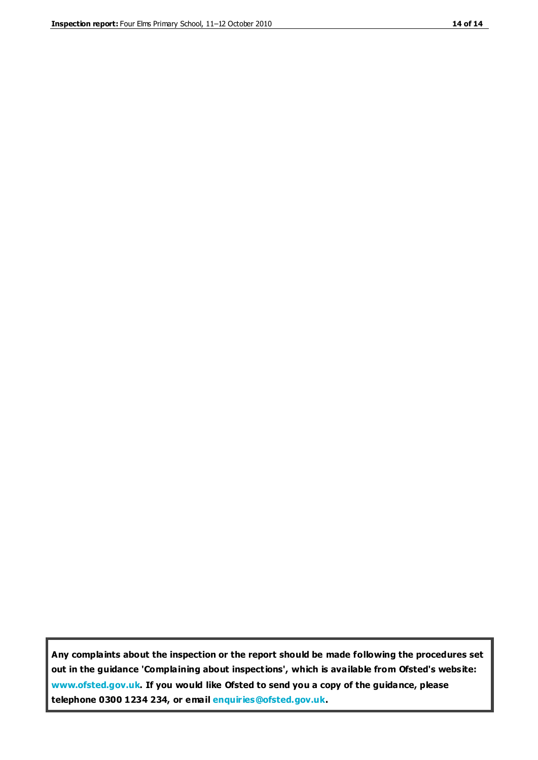**Any complaints about the inspection or the report should be made following the procedures set out in the guidance 'Complaining about inspections', which is available from Ofsted's website: www.ofsted.gov.uk. If you would like Ofsted to send you a copy of the guidance, please telephone 0300 1234 234, or email enquiries@ofsted.gov.uk.**